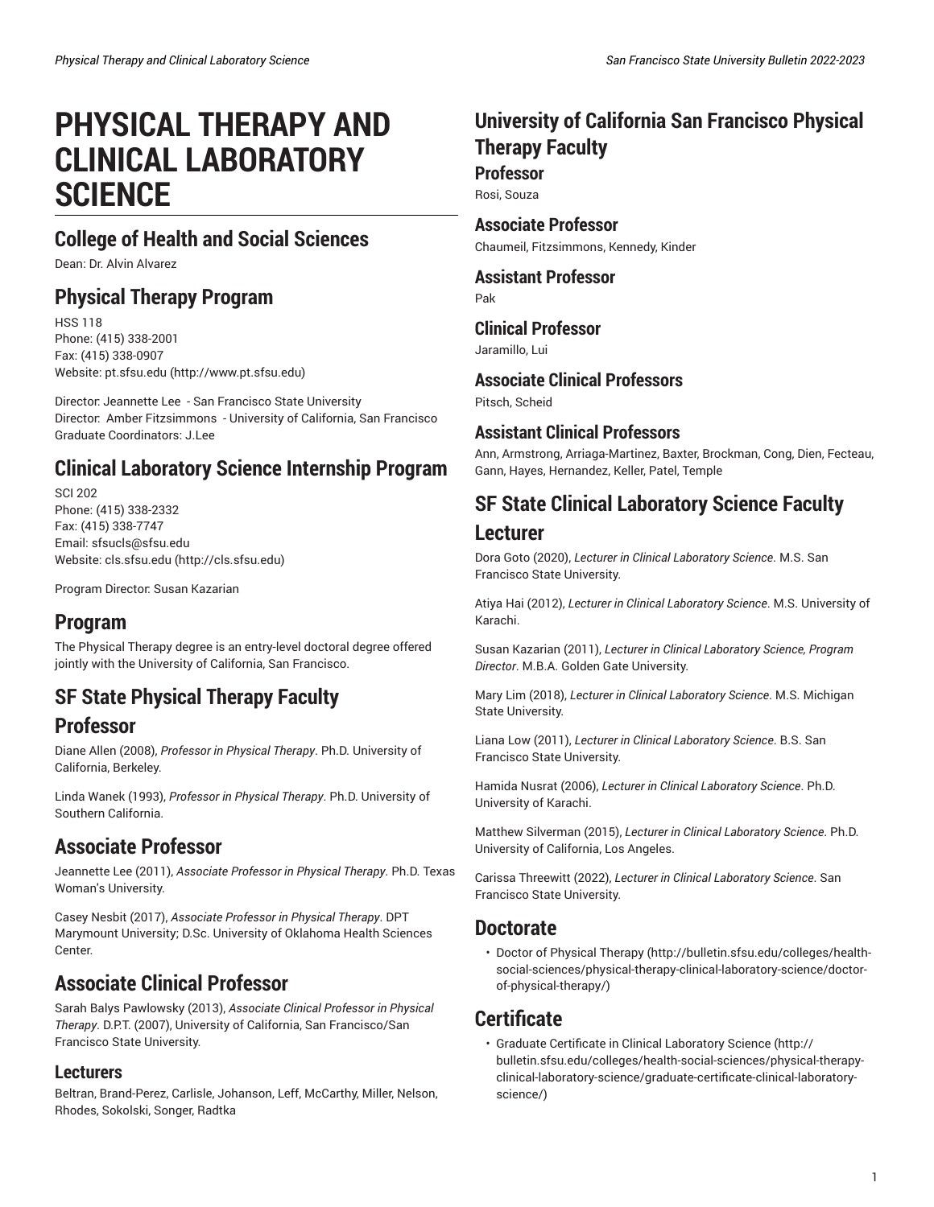# PHYSICAL THERAPY AND CLINICAL LABORATORY SCIENCE

## College of Health and Social Sciences

Dean: Dr. Alvin Alvarez

## Physical Therapy Program

HSS 118
Phone: (415) 338-2001
Fax: (415) 338-0907
Website: pt.sfsu.edu (http://www.pt.sfsu.edu)

Director: Jeannette Lee - San Francisco State University
Director: Amber Fitzsimmons - University of California, San Francisco
Graduate Coordinators: J.Lee

## Clinical Laboratory Science Internship Program

SCI 202
Phone: (415) 338-2332
Fax: (415) 338-7747
Email: sfsucls@sfsu.edu
Website: cls.sfsu.edu (http://cls.sfsu.edu)

Program Director: Susan Kazarian

## Program

The Physical Therapy degree is an entry-level doctoral degree offered jointly with the University of California, San Francisco.

## SF State Physical Therapy Faculty

## Professor

Diane Allen (2008), *Professor in Physical Therapy*. Ph.D. University of California, Berkeley.

Linda Wanek (1993), *Professor in Physical Therapy*. Ph.D. University of Southern California.

## Associate Professor

Jeannette Lee (2011), *Associate Professor in Physical Therapy*. Ph.D. Texas Woman's University.

Casey Nesbit (2017), *Associate Professor in Physical Therapy*. DPT Marymount University; D.Sc. University of Oklahoma Health Sciences Center.

## Associate Clinical Professor

Sarah Balys Pawlowsky (2013), *Associate Clinical Professor in Physical Therapy*. D.P.T. (2007), University of California, San Francisco/San Francisco State University.

### Lecturers

Beltran, Brand-Perez, Carlisle, Johanson, Leff, McCarthy, Miller, Nelson, Rhodes, Sokolski, Songer, Radtka

## University of California San Francisco Physical Therapy Faculty

### Professor

Rosi, Souza

### Associate Professor

Chaumeil, Fitzsimmons, Kennedy, Kinder

### Assistant Professor

Pak

### Clinical Professor

Jaramillo, Lui

### Associate Clinical Professors

Pitsch, Scheid

### Assistant Clinical Professors

Ann, Armstrong, Arriaga-Martinez, Baxter, Brockman, Cong, Dien, Fecteau, Gann, Hayes, Hernandez, Keller, Patel, Temple

## SF State Clinical Laboratory Science Faculty

## Lecturer

Dora Goto (2020), *Lecturer in Clinical Laboratory Science*. M.S. San Francisco State University.

Atiya Hai (2012), *Lecturer in Clinical Laboratory Science*. M.S. University of Karachi.

Susan Kazarian (2011), *Lecturer in Clinical Laboratory Science, Program Director*. M.B.A. Golden Gate University.

Mary Lim (2018), *Lecturer in Clinical Laboratory Science*. M.S. Michigan State University.

Liana Low (2011), *Lecturer in Clinical Laboratory Science*. B.S. San Francisco State University.

Hamida Nusrat (2006), *Lecturer in Clinical Laboratory Science*. Ph.D. University of Karachi.

Matthew Silverman (2015), *Lecturer in Clinical Laboratory Science*. Ph.D. University of California, Los Angeles.

Carissa Threewitt (2022), *Lecturer in Clinical Laboratory Science*. San Francisco State University.

## Doctorate

- Doctor of Physical Therapy (http://bulletin.sfsu.edu/colleges/health-social-sciences/physical-therapy-clinical-laboratory-science/doctor-of-physical-therapy/)

## Certificate

- Graduate Certificate in Clinical Laboratory Science (http://bulletin.sfsu.edu/colleges/health-social-sciences/physical-therapy-clinical-laboratory-science/graduate-certificate-clinical-laboratory-science/)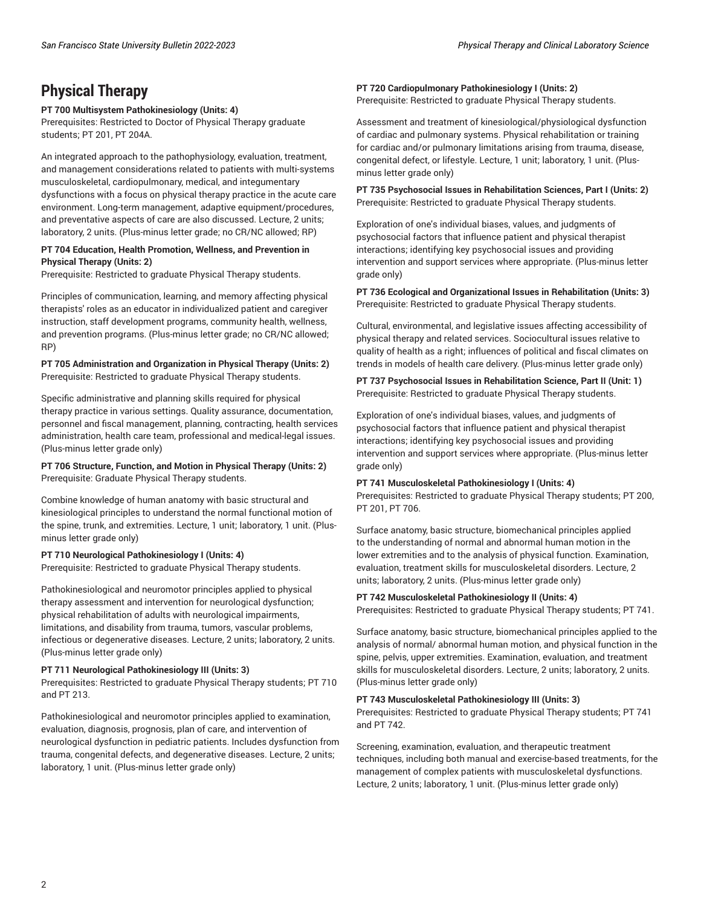# Physical Therapy

**PT 700 Multisystem Pathokinesiology (Units: 4)**
Prerequisites: Restricted to Doctor of Physical Therapy graduate students; PT 201, PT 204A.

An integrated approach to the pathophysiology, evaluation, treatment, and management considerations related to patients with multi-systems musculoskeletal, cardiopulmonary, medical, and integumentary dysfunctions with a focus on physical therapy practice in the acute care environment. Long-term management, adaptive equipment/procedures, and preventative aspects of care are also discussed. Lecture, 2 units; laboratory, 2 units. (Plus-minus letter grade; no CR/NC allowed; RP)

**PT 704 Education, Health Promotion, Wellness, and Prevention in Physical Therapy (Units: 2)**
Prerequisite: Restricted to graduate Physical Therapy students.

Principles of communication, learning, and memory affecting physical therapists' roles as an educator in individualized patient and caregiver instruction, staff development programs, community health, wellness, and prevention programs. (Plus-minus letter grade; no CR/NC allowed; RP)

**PT 705 Administration and Organization in Physical Therapy (Units: 2)**
Prerequisite: Restricted to graduate Physical Therapy students.

Specific administrative and planning skills required for physical therapy practice in various settings. Quality assurance, documentation, personnel and fiscal management, planning, contracting, health services administration, health care team, professional and medical-legal issues. (Plus-minus letter grade only)

**PT 706 Structure, Function, and Motion in Physical Therapy (Units: 2)**
Prerequisite: Graduate Physical Therapy students.

Combine knowledge of human anatomy with basic structural and kinesiological principles to understand the normal functional motion of the spine, trunk, and extremities. Lecture, 1 unit; laboratory, 1 unit. (Plus-minus letter grade only)

**PT 710 Neurological Pathokinesiology I (Units: 4)**
Prerequisite: Restricted to graduate Physical Therapy students.

Pathokinesiological and neuromotor principles applied to physical therapy assessment and intervention for neurological dysfunction; physical rehabilitation of adults with neurological impairments, limitations, and disability from trauma, tumors, vascular problems, infectious or degenerative diseases. Lecture, 2 units; laboratory, 2 units. (Plus-minus letter grade only)

**PT 711 Neurological Pathokinesiology III (Units: 3)**
Prerequisites: Restricted to graduate Physical Therapy students; PT 710 and PT 213.

Pathokinesiological and neuromotor principles applied to examination, evaluation, diagnosis, prognosis, plan of care, and intervention of neurological dysfunction in pediatric patients. Includes dysfunction from trauma, congenital defects, and degenerative diseases. Lecture, 2 units; laboratory, 1 unit. (Plus-minus letter grade only)

**PT 720 Cardiopulmonary Pathokinesiology I (Units: 2)**
Prerequisite: Restricted to graduate Physical Therapy students.

Assessment and treatment of kinesiological/physiological dysfunction of cardiac and pulmonary systems. Physical rehabilitation or training for cardiac and/or pulmonary limitations arising from trauma, disease, congenital defect, or lifestyle. Lecture, 1 unit; laboratory, 1 unit. (Plus-minus letter grade only)

**PT 735 Psychosocial Issues in Rehabilitation Sciences, Part I (Units: 2)**
Prerequisite: Restricted to graduate Physical Therapy students.

Exploration of one's individual biases, values, and judgments of psychosocial factors that influence patient and physical therapist interactions; identifying key psychosocial issues and providing intervention and support services where appropriate. (Plus-minus letter grade only)

**PT 736 Ecological and Organizational Issues in Rehabilitation (Units: 3)**
Prerequisite: Restricted to graduate Physical Therapy students.

Cultural, environmental, and legislative issues affecting accessibility of physical therapy and related services. Sociocultural issues relative to quality of health as a right; influences of political and fiscal climates on trends in models of health care delivery. (Plus-minus letter grade only)

**PT 737 Psychosocial Issues in Rehabilitation Science, Part II (Unit: 1)**
Prerequisite: Restricted to graduate Physical Therapy students.

Exploration of one's individual biases, values, and judgments of psychosocial factors that influence patient and physical therapist interactions; identifying key psychosocial issues and providing intervention and support services where appropriate. (Plus-minus letter grade only)

**PT 741 Musculoskeletal Pathokinesiology I (Units: 4)**
Prerequisites: Restricted to graduate Physical Therapy students; PT 200, PT 201, PT 706.

Surface anatomy, basic structure, biomechanical principles applied to the understanding of normal and abnormal human motion in the lower extremities and to the analysis of physical function. Examination, evaluation, treatment skills for musculoskeletal disorders. Lecture, 2 units; laboratory, 2 units. (Plus-minus letter grade only)

**PT 742 Musculoskeletal Pathokinesiology II (Units: 4)**
Prerequisites: Restricted to graduate Physical Therapy students; PT 741.

Surface anatomy, basic structure, biomechanical principles applied to the analysis of normal/ abnormal human motion, and physical function in the spine, pelvis, upper extremities. Examination, evaluation, and treatment skills for musculoskeletal disorders. Lecture, 2 units; laboratory, 2 units. (Plus-minus letter grade only)

**PT 743 Musculoskeletal Pathokinesiology III (Units: 3)**
Prerequisites: Restricted to graduate Physical Therapy students; PT 741 and PT 742.

Screening, examination, evaluation, and therapeutic treatment techniques, including both manual and exercise-based treatments, for the management of complex patients with musculoskeletal dysfunctions. Lecture, 2 units; laboratory, 1 unit. (Plus-minus letter grade only)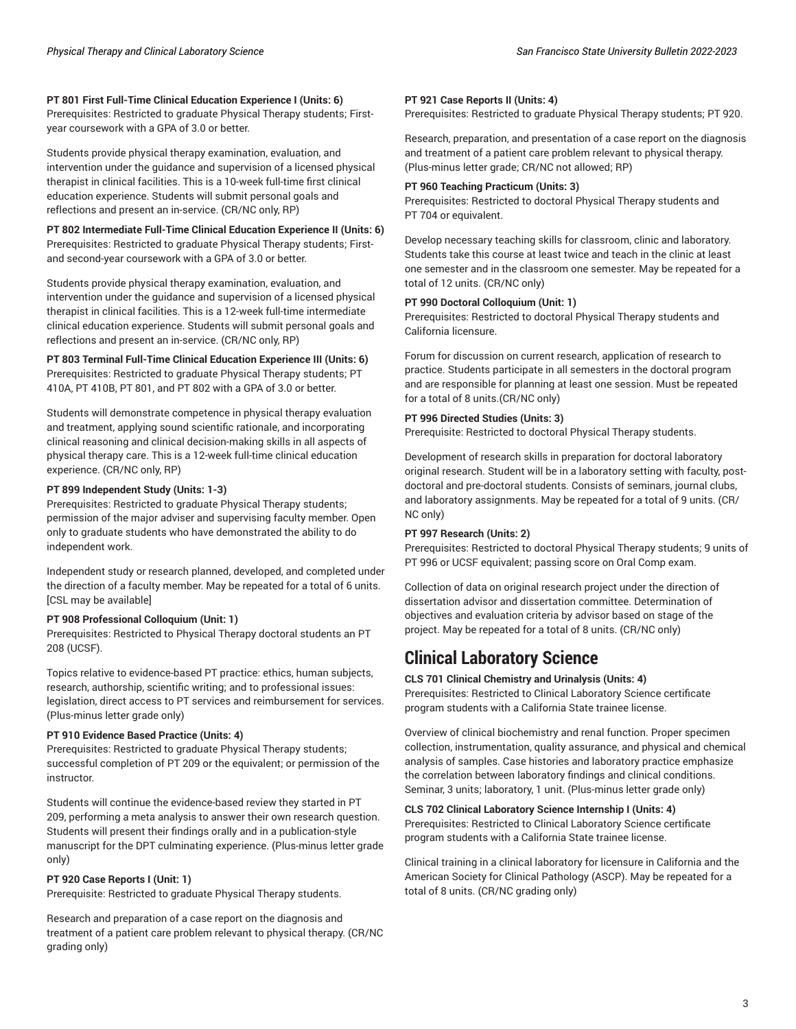**PT 801 First Full-Time Clinical Education Experience I (Units: 6)**
Prerequisites: Restricted to graduate Physical Therapy students; First-year coursework with a GPA of 3.0 or better.

Students provide physical therapy examination, evaluation, and intervention under the guidance and supervision of a licensed physical therapist in clinical facilities. This is a 10-week full-time first clinical education experience. Students will submit personal goals and reflections and present an in-service. (CR/NC only, RP)

**PT 802 Intermediate Full-Time Clinical Education Experience II (Units: 6)**
Prerequisites: Restricted to graduate Physical Therapy students; First- and second-year coursework with a GPA of 3.0 or better.

Students provide physical therapy examination, evaluation, and intervention under the guidance and supervision of a licensed physical therapist in clinical facilities. This is a 12-week full-time intermediate clinical education experience. Students will submit personal goals and reflections and present an in-service. (CR/NC only, RP)

**PT 803 Terminal Full-Time Clinical Education Experience III (Units: 6)**
Prerequisites: Restricted to graduate Physical Therapy students; PT 410A, PT 410B, PT 801, and PT 802 with a GPA of 3.0 or better.

Students will demonstrate competence in physical therapy evaluation and treatment, applying sound scientific rationale, and incorporating clinical reasoning and clinical decision-making skills in all aspects of physical therapy care. This is a 12-week full-time clinical education experience. (CR/NC only, RP)

**PT 899 Independent Study (Units: 1-3)**
Prerequisites: Restricted to graduate Physical Therapy students; permission of the major adviser and supervising faculty member. Open only to graduate students who have demonstrated the ability to do independent work.

Independent study or research planned, developed, and completed under the direction of a faculty member. May be repeated for a total of 6 units. [CSL may be available]

**PT 908 Professional Colloquium (Unit: 1)**
Prerequisites: Restricted to Physical Therapy doctoral students an PT 208 (UCSF).

Topics relative to evidence-based PT practice: ethics, human subjects, research, authorship, scientific writing; and to professional issues: legislation, direct access to PT services and reimbursement for services. (Plus-minus letter grade only)

**PT 910 Evidence Based Practice (Units: 4)**
Prerequisites: Restricted to graduate Physical Therapy students; successful completion of PT 209 or the equivalent; or permission of the instructor.

Students will continue the evidence-based review they started in PT 209, performing a meta analysis to answer their own research question. Students will present their findings orally and in a publication-style manuscript for the DPT culminating experience. (Plus-minus letter grade only)

**PT 920 Case Reports I (Unit: 1)**
Prerequisite: Restricted to graduate Physical Therapy students.

Research and preparation of a case report on the diagnosis and treatment of a patient care problem relevant to physical therapy. (CR/NC grading only)

**PT 921 Case Reports II (Units: 4)**
Prerequisites: Restricted to graduate Physical Therapy students; PT 920.

Research, preparation, and presentation of a case report on the diagnosis and treatment of a patient care problem relevant to physical therapy. (Plus-minus letter grade; CR/NC not allowed; RP)

**PT 960 Teaching Practicum (Units: 3)**
Prerequisites: Restricted to doctoral Physical Therapy students and PT 704 or equivalent.

Develop necessary teaching skills for classroom, clinic and laboratory. Students take this course at least twice and teach in the clinic at least one semester and in the classroom one semester. May be repeated for a total of 12 units. (CR/NC only)

**PT 990 Doctoral Colloquium (Unit: 1)**
Prerequisites: Restricted to doctoral Physical Therapy students and California licensure.

Forum for discussion on current research, application of research to practice. Students participate in all semesters in the doctoral program and are responsible for planning at least one session. Must be repeated for a total of 8 units.(CR/NC only)

**PT 996 Directed Studies (Units: 3)**
Prerequisite: Restricted to doctoral Physical Therapy students.

Development of research skills in preparation for doctoral laboratory original research. Student will be in a laboratory setting with faculty, post-doctoral and pre-doctoral students. Consists of seminars, journal clubs, and laboratory assignments. May be repeated for a total of 9 units. (CR/NC only)

**PT 997 Research (Units: 2)**
Prerequisites: Restricted to doctoral Physical Therapy students; 9 units of PT 996 or UCSF equivalent; passing score on Oral Comp exam.

Collection of data on original research project under the direction of dissertation advisor and dissertation committee. Determination of objectives and evaluation criteria by advisor based on stage of the project. May be repeated for a total of 8 units. (CR/NC only)

# Clinical Laboratory Science

**CLS 701 Clinical Chemistry and Urinalysis (Units: 4)**
Prerequisites: Restricted to Clinical Laboratory Science certificate program students with a California State trainee license.

Overview of clinical biochemistry and renal function. Proper specimen collection, instrumentation, quality assurance, and physical and chemical analysis of samples. Case histories and laboratory practice emphasize the correlation between laboratory findings and clinical conditions. Seminar, 3 units; laboratory, 1 unit. (Plus-minus letter grade only)

**CLS 702 Clinical Laboratory Science Internship I (Units: 4)**
Prerequisites: Restricted to Clinical Laboratory Science certificate program students with a California State trainee license.

Clinical training in a clinical laboratory for licensure in California and the American Society for Clinical Pathology (ASCP). May be repeated for a total of 8 units. (CR/NC grading only)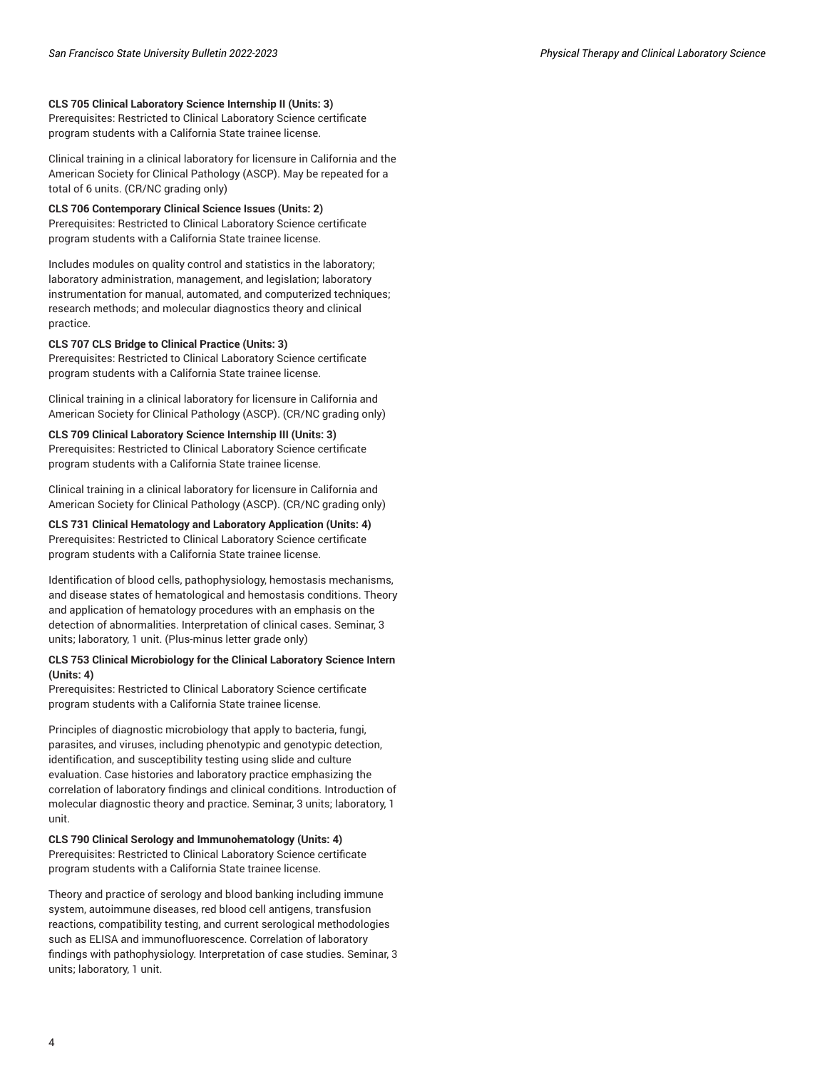**CLS 705 Clinical Laboratory Science Internship II (Units: 3)**
Prerequisites: Restricted to Clinical Laboratory Science certificate program students with a California State trainee license.

Clinical training in a clinical laboratory for licensure in California and the American Society for Clinical Pathology (ASCP). May be repeated for a total of 6 units. (CR/NC grading only)

**CLS 706 Contemporary Clinical Science Issues (Units: 2)**
Prerequisites: Restricted to Clinical Laboratory Science certificate program students with a California State trainee license.

Includes modules on quality control and statistics in the laboratory; laboratory administration, management, and legislation; laboratory instrumentation for manual, automated, and computerized techniques; research methods; and molecular diagnostics theory and clinical practice.

**CLS 707 CLS Bridge to Clinical Practice (Units: 3)**
Prerequisites: Restricted to Clinical Laboratory Science certificate program students with a California State trainee license.

Clinical training in a clinical laboratory for licensure in California and American Society for Clinical Pathology (ASCP). (CR/NC grading only)

**CLS 709 Clinical Laboratory Science Internship III (Units: 3)**
Prerequisites: Restricted to Clinical Laboratory Science certificate program students with a California State trainee license.

Clinical training in a clinical laboratory for licensure in California and American Society for Clinical Pathology (ASCP). (CR/NC grading only)

**CLS 731 Clinical Hematology and Laboratory Application (Units: 4)**
Prerequisites: Restricted to Clinical Laboratory Science certificate program students with a California State trainee license.

Identification of blood cells, pathophysiology, hemostasis mechanisms, and disease states of hematological and hemostasis conditions. Theory and application of hematology procedures with an emphasis on the detection of abnormalities. Interpretation of clinical cases. Seminar, 3 units; laboratory, 1 unit. (Plus-minus letter grade only)

**CLS 753 Clinical Microbiology for the Clinical Laboratory Science Intern (Units: 4)**
Prerequisites: Restricted to Clinical Laboratory Science certificate program students with a California State trainee license.

Principles of diagnostic microbiology that apply to bacteria, fungi, parasites, and viruses, including phenotypic and genotypic detection, identification, and susceptibility testing using slide and culture evaluation. Case histories and laboratory practice emphasizing the correlation of laboratory findings and clinical conditions. Introduction of molecular diagnostic theory and practice. Seminar, 3 units; laboratory, 1 unit.

**CLS 790 Clinical Serology and Immunohematology (Units: 4)**
Prerequisites: Restricted to Clinical Laboratory Science certificate program students with a California State trainee license.

Theory and practice of serology and blood banking including immune system, autoimmune diseases, red blood cell antigens, transfusion reactions, compatibility testing, and current serological methodologies such as ELISA and immunofluorescence. Correlation of laboratory findings with pathophysiology. Interpretation of case studies. Seminar, 3 units; laboratory, 1 unit.